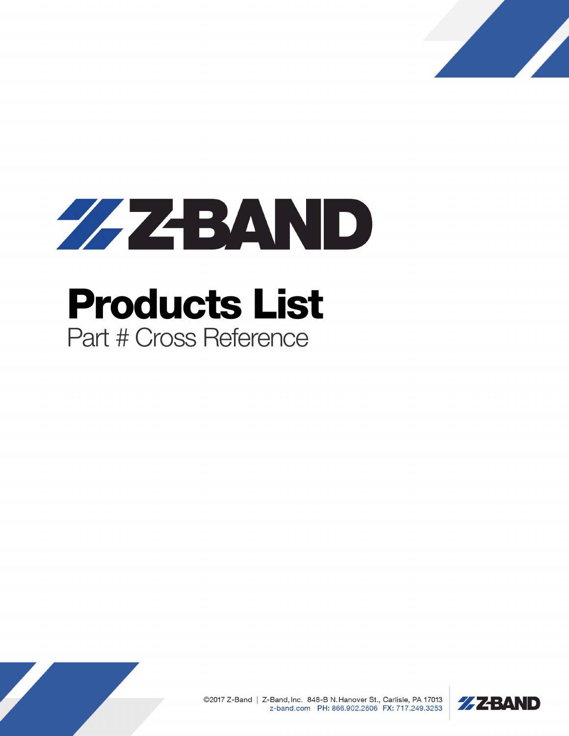# Z-BAND

# Products List

## Part # Cross Reference

©2017 Z-Band | Z-Band, Inc. 848-B N. Hanover St., Carlisle, PA 17013
z-band.com PH: 866.902.2606 FX: 717.249.3253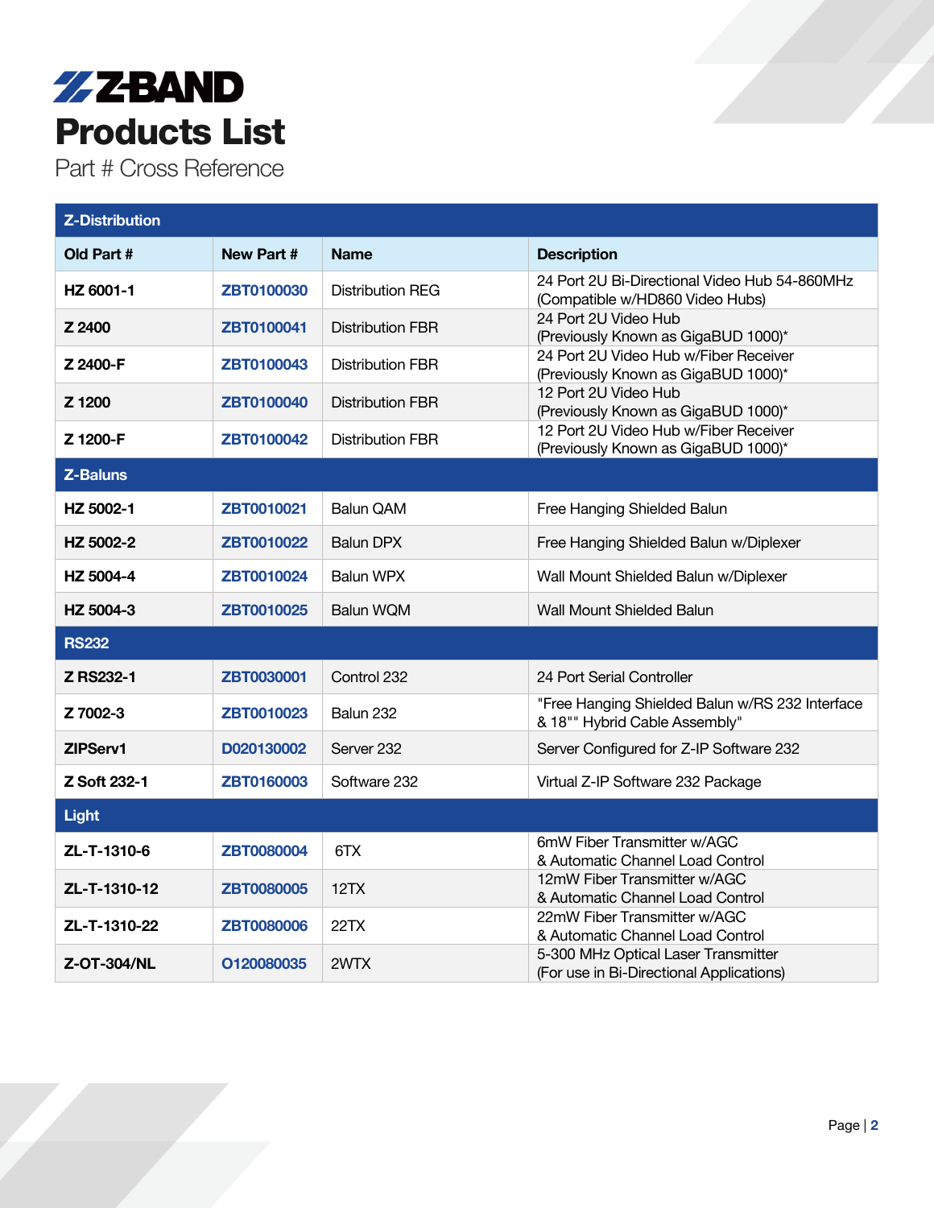# Z-BAND

# Products List

## Part # Cross Reference

| Old Part # | New Part # | Name | Description |
|---|---|---|---|
| **Z-Distribution** | | | |
| **HZ 6001-1** | **ZBT0100030** | Distribution REG | 24 Port 2U Bi-Directional Video Hub 54-860MHz (Compatible w/HD860 Video Hubs) |
| **Z 2400** | **ZBT0100041** | Distribution FBR | 24 Port 2U Video Hub (Previously Known as GigaBUD 1000)* |
| **Z 2400-F** | **ZBT0100043** | Distribution FBR | 24 Port 2U Video Hub w/Fiber Receiver (Previously Known as GigaBUD 1000)* |
| **Z 1200** | **ZBT0100040** | Distribution FBR | 12 Port 2U Video Hub (Previously Known as GigaBUD 1000)* |
| **Z 1200-F** | **ZBT0100042** | Distribution FBR | 12 Port 2U Video Hub w/Fiber Receiver (Previously Known as GigaBUD 1000)* |
| **Z-Baluns** | | | |
| **HZ 5002-1** | **ZBT0010021** | Balun QAM | Free Hanging Shielded Balun |
| **HZ 5002-2** | **ZBT0010022** | Balun DPX | Free Hanging Shielded Balun w/Diplexer |
| **HZ 5004-4** | **ZBT0010024** | Balun WPX | Wall Mount Shielded Balun w/Diplexer |
| **HZ 5004-3** | **ZBT0010025** | Balun WQM | Wall Mount Shielded Balun |
| **RS232** | | | |
| **Z RS232-1** | **ZBT0030001** | Control 232 | 24 Port Serial Controller |
| **Z 7002-3** | **ZBT0010023** | Balun 232 | "Free Hanging Shielded Balun w/RS 232 Interface & 18"" Hybrid Cable Assembly" |
| **ZIPServ1** | **D020130002** | Server 232 | Server Configured for Z-IP Software 232 |
| **Z Soft 232-1** | **ZBT0160003** | Software 232 | Virtual Z-IP Software 232 Package |
| **Light** | | | |
| **ZL-T-1310-6** | **ZBT0080004** | 6TX | 6mW Fiber Transmitter w/AGC & Automatic Channel Load Control |
| **ZL-T-1310-12** | **ZBT0080005** | 12TX | 12mW Fiber Transmitter w/AGC & Automatic Channel Load Control |
| **ZL-T-1310-22** | **ZBT0080006** | 22TX | 22mW Fiber Transmitter w/AGC & Automatic Channel Load Control |
| **Z-OT-304/NL** | **O120080035** | 2WTX | 5-300 MHz Optical Laser Transmitter (For use in Bi-Directional Applications) |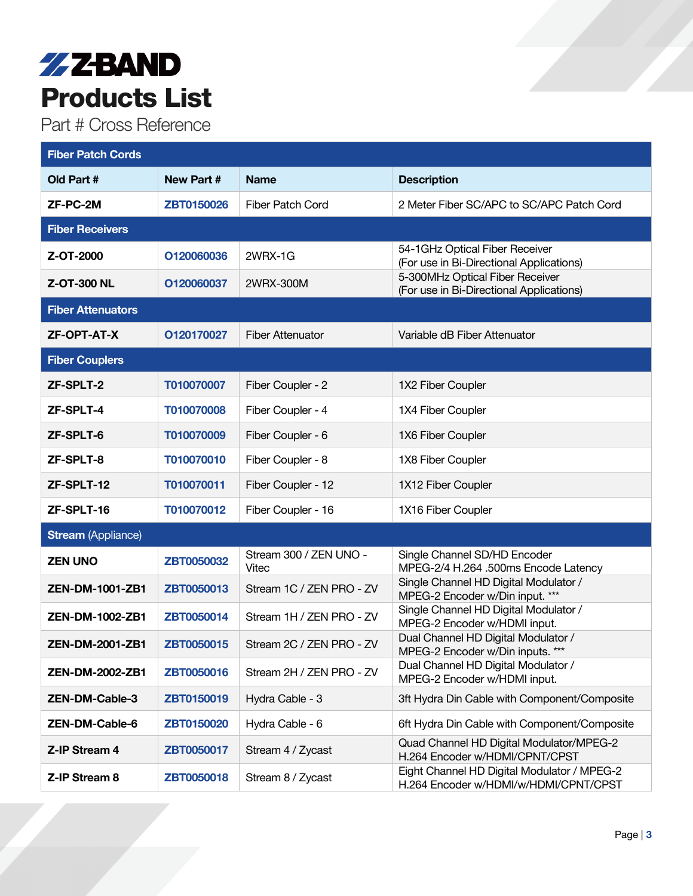# Z-BAND

# Products List

## Part # Cross Reference

| Old Part # | New Part # | Name | Description |
|---|---|---|---|
| **Fiber Patch Cords** | | | |
| ZF-PC-2M | ZBT0150026 | Fiber Patch Cord | 2 Meter Fiber SC/APC to SC/APC Patch Cord |
| **Fiber Receivers** | | | |
| Z-OT-2000 | O120060036 | 2WRX-1G | 54-1GHz Optical Fiber Receiver (For use in Bi-Directional Applications) |
| Z-OT-300 NL | O120060037 | 2WRX-300M | 5-300MHz Optical Fiber Receiver (For use in Bi-Directional Applications) |
| **Fiber Attenuators** | | | |
| ZF-OPT-AT-X | O120170027 | Fiber Attenuator | Variable dB Fiber Attenuator |
| **Fiber Couplers** | | | |
| ZF-SPLT-2 | T010070007 | Fiber Coupler - 2 | 1X2 Fiber Coupler |
| ZF-SPLT-4 | T010070008 | Fiber Coupler - 4 | 1X4 Fiber Coupler |
| ZF-SPLT-6 | T010070009 | Fiber Coupler - 6 | 1X6 Fiber Coupler |
| ZF-SPLT-8 | T010070010 | Fiber Coupler - 8 | 1X8 Fiber Coupler |
| ZF-SPLT-12 | T010070011 | Fiber Coupler - 12 | 1X12 Fiber Coupler |
| ZF-SPLT-16 | T010070012 | Fiber Coupler - 16 | 1X16 Fiber Coupler |
| **Stream** (Appliance) | | | |
| ZEN UNO | ZBT0050032 | Stream 300 / ZEN UNO - Vitec | Single Channel SD/HD Encoder MPEG-2/4 H.264 .500ms Encode Latency |
| ZEN-DM-1001-ZB1 | ZBT0050013 | Stream 1C / ZEN PRO - ZV | Single Channel HD Digital Modulator / MPEG-2 Encoder w/Din input. *** |
| ZEN-DM-1002-ZB1 | ZBT0050014 | Stream 1H / ZEN PRO - ZV | Single Channel HD Digital Modulator / MPEG-2 Encoder w/HDMI input. |
| ZEN-DM-2001-ZB1 | ZBT0050015 | Stream 2C / ZEN PRO - ZV | Dual Channel HD Digital Modulator / MPEG-2 Encoder w/Din inputs. *** |
| ZEN-DM-2002-ZB1 | ZBT0050016 | Stream 2H / ZEN PRO - ZV | Dual Channel HD Digital Modulator / MPEG-2 Encoder w/HDMI input. |
| ZEN-DM-Cable-3 | ZBT0150019 | Hydra Cable - 3 | 3ft Hydra Din Cable with Component/Composite |
| ZEN-DM-Cable-6 | ZBT0150020 | Hydra Cable - 6 | 6ft Hydra Din Cable with Component/Composite |
| Z-IP Stream 4 | ZBT0050017 | Stream 4 / Zycast | Quad Channel HD Digital Modulator/MPEG-2 H.264 Encoder w/HDMI/CPNT/CPST |
| Z-IP Stream 8 | ZBT0050018 | Stream 8 / Zycast | Eight Channel HD Digital Modulator / MPEG-2 H.264 Encoder w/HDMI/w/HDMI/CPNT/CPST |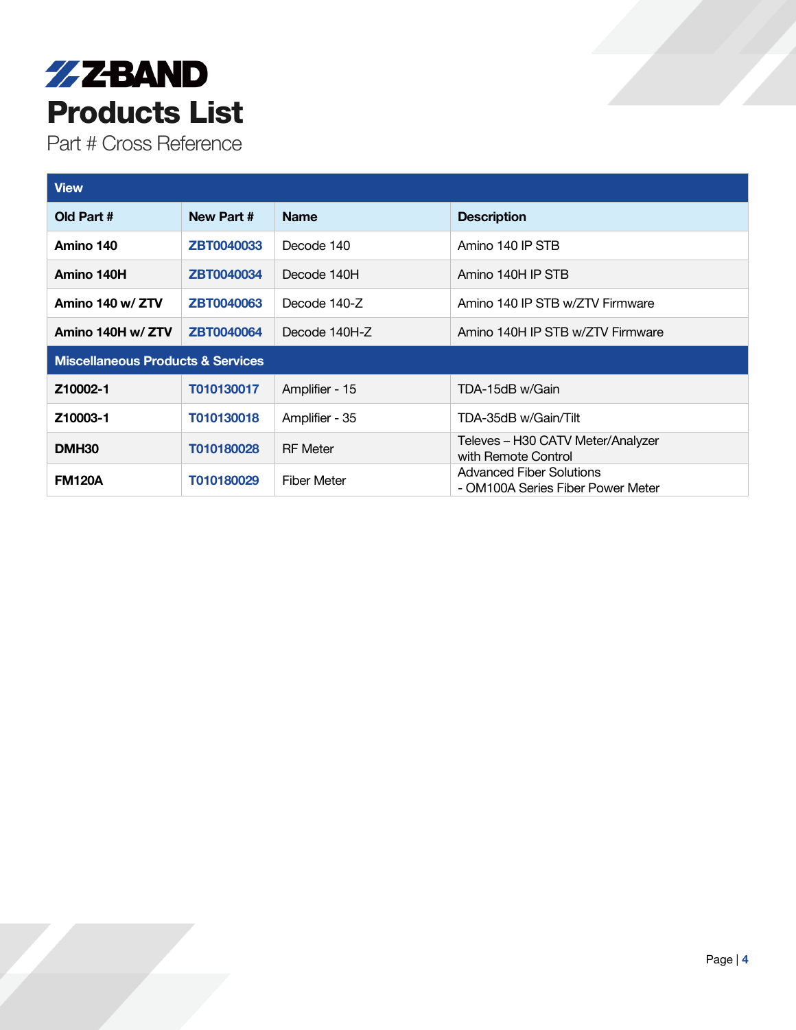# Z-BAND

# Products List

Part # Cross Reference

| View | | | |
|---|---|---|---|
| **Old Part #** | **New Part #** | **Name** | **Description** |
| **Amino 140** | **ZBT0040033** | Decode 140 | Amino 140 IP STB |
| **Amino 140H** | **ZBT0040034** | Decode 140H | Amino 140H IP STB |
| **Amino 140 w/ ZTV** | **ZBT0040063** | Decode 140-Z | Amino 140 IP STB w/ZTV Firmware |
| **Amino 140H w/ ZTV** | **ZBT0040064** | Decode 140H-Z | Amino 140H IP STB w/ZTV Firmware |
| **Miscellaneous Products & Services** | | | |
| **Z10002-1** | T010130017 | Amplifier - 15 | TDA-15dB w/Gain |
| **Z10003-1** | T010130018 | Amplifier - 35 | TDA-35dB w/Gain/Tilt |
| **DMH30** | T010180028 | RF Meter | Televes – H30 CATV Meter/Analyzer with Remote Control |
| **FM120A** | T010180029 | Fiber Meter | Advanced Fiber Solutions - OM100A Series Fiber Power Meter |